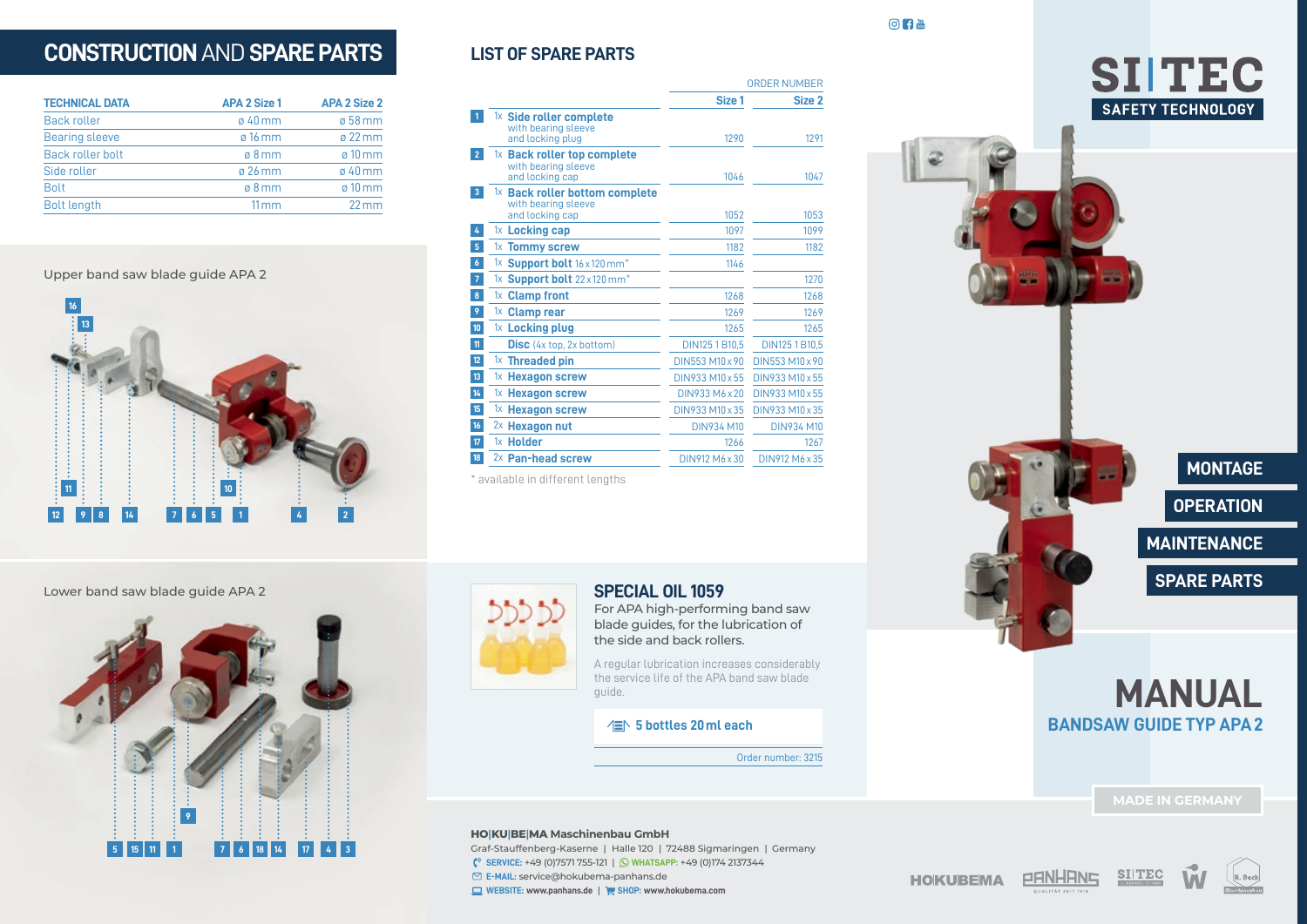# CONSTRUCTION AND SPARE PARTS

| TECHNICAL DATA | APA 2 Size 1 | APA 2 Size 2 |
|---|---|---|
| Back roller | ø 40 mm | ø 58 mm |
| Bearing sleeve | ø 16 mm | ø 22 mm |
| Back roller bolt | ø 8 mm | ø 10 mm |
| Side roller | ø 26 mm | ø 40 mm |
| Bolt | ø 8 mm | ø 10 mm |
| Bolt length | 11 mm | 22 mm |

Upper band saw blade guide APA 2

Lower band saw blade guide APA 2

## LIST OF SPARE PARTS

| | | ORDER NUMBER Size 1 | ORDER NUMBER Size 2 |
|---|---|---|---|
| 1 | 1x **Side roller complete** with bearing sleeve and locking plug | 1290 | 1291 |
| 2 | 1x **Back roller top complete** with bearing sleeve and locking cap | 1046 | 1047 |
| 3 | 1x **Back roller bottom complete** with bearing sleeve and locking cap | 1052 | 1053 |
| 4 | 1x **Locking cap** | 1097 | 1099 |
| 5 | 1x **Tommy screw** | 1182 | 1182 |
| 6 | 1x **Support bolt** 16 x 120 mm* | 1146 | |
| 7 | 1x **Support bolt** 22 x 120 mm* | | 1270 |
| 8 | 1x **Clamp front** | 1268 | 1268 |
| 9 | 1x **Clamp rear** | 1269 | 1269 |
| 10 | 1x **Locking plug** | 1265 | 1265 |
| 11 | **Disc** (4x top, 2x bottom) | DIN125 1 B10,5 | DIN125 1 B10,5 |
| 12 | 1x **Threaded pin** | DIN553 M10 x 90 | DIN553 M10 x 90 |
| 13 | 1x **Hexagon screw** | DIN933 M10 x 55 | DIN933 M10 x 55 |
| 14 | 1x **Hexagon screw** | DIN933 M6 x 20 | DIN933 M10 x 55 |
| 15 | 1x **Hexagon screw** | DIN933 M10 x 35 | DIN933 M10 x 35 |
| 16 | 2x **Hexagon nut** | DIN934 M10 | DIN934 M10 |
| 17 | 1x **Holder** | 1266 | 1267 |
| 18 | 2x **Pan-head screw** | DIN912 M6 x 30 | DIN912 M6 x 35 |

\* available in different lengths

## SPECIAL OIL 1059

For APA high-performing band saw blade guides, for the lubrication of the side and back rollers.

A regular lubrication increases considerably the service life of the APA band saw blade guide.

**5 bottles 20 ml each**

Order number: 3215

**HO|KU|BE|MA Maschinenbau GmbH**
Graf-Stauffenberg-Kaserne | Halle 120 | 72488 Sigmaringen | Germany
**SERVICE:** +49 (0)7571 755-121 | **WHATSAPP:** +49 (0)174 2137344
**E-MAIL:** service@hokubema-panhans.de
**WEBSITE:** www.panhans.de | **SHOP:** www.hokubema.com

SI|TEC SAFETY TECHNOLOGY

MONTAGE
OPERATION
MAINTENANCE
SPARE PARTS

# MANUAL
## BANDSAW GUIDE TYP APA 2

MADE IN GERMANY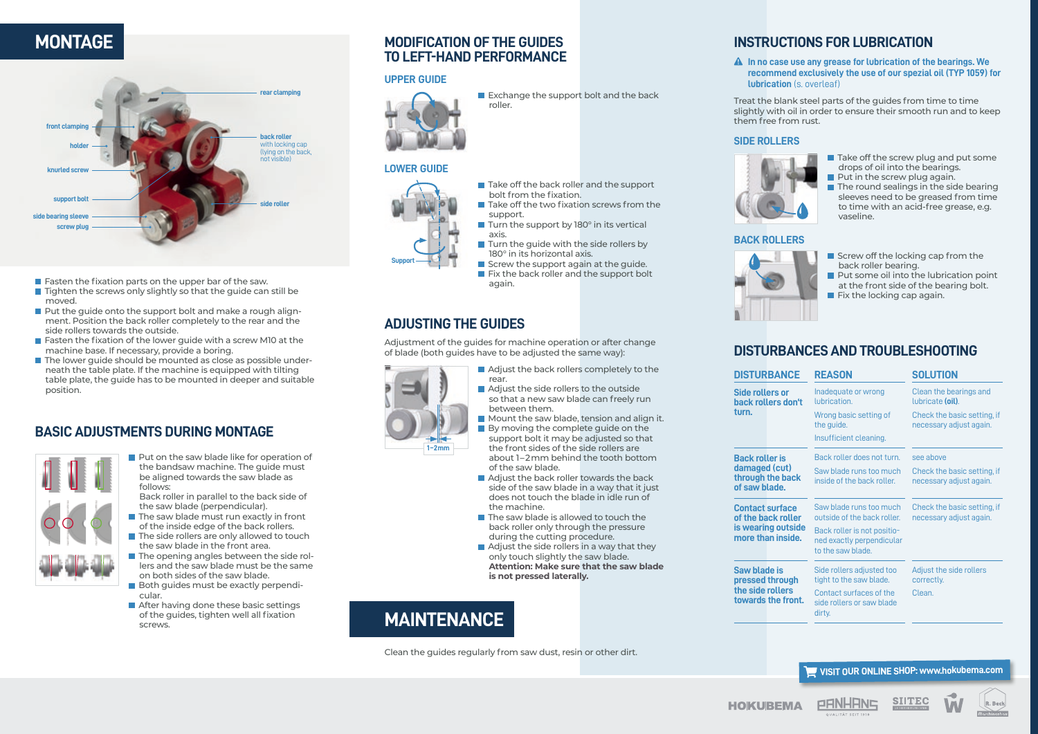# MONTAGE

front clamping

holder

knurled screw

support bolt

side bearing sleeve

screw plug

rear clamping

back roller
with locking cap (lying on the back, not visible)

side roller

- Fasten the fixation parts on the upper bar of the saw.
- Tighten the screws only slightly so that the guide can still be moved.
- Put the guide onto the support bolt and make a rough alignment. Position the back roller completely to the rear and the side rollers towards the outside.
- Fasten the fixation of the lower guide with a screw M10 at the machine base. If necessary, provide a boring.
- The lower guide should be mounted as close as possible underneath the table plate. If the machine is equipped with tilting table plate, the guide has to be mounted in deeper and suitable position.

## BASIC ADJUSTMENTS DURING MONTAGE

- Put on the saw blade like for operation of the bandsaw machine. The guide must be aligned towards the saw blade as follows:
  Back roller in parallel to the back side of the saw blade (perpendicular).
- The saw blade must run exactly in front of the inside edge of the back rollers.
- The side rollers are only allowed to touch the saw blade in the front area.
- The opening angles between the side rollers and the saw blade must be the same on both sides of the saw blade.
- Both guides must be exactly perpendicular.
- After having done these basic settings of the guides, tighten well all fixation screws.

## MODIFICATION OF THE GUIDES TO LEFT-HAND PERFORMANCE

### UPPER GUIDE

- Exchange the support bolt and the back roller.

### LOWER GUIDE

Support

- Take off the back roller and the support bolt from the fixation.
- Take off the two fixation screws from the support.
- Turn the support by 180° in its vertical axis.
- Turn the guide with the side rollers by 180° in its horizontal axis.
- Screw the support again at the guide.
- Fix the back roller and the support bolt again.

## ADJUSTING THE GUIDES

Adjustment of the guides for machine operation or after change of blade (both guides have to be adjusted the same way):

1–2mm

- Adjust the back rollers completely to the rear.
- Adjust the side rollers to the outside so that a new saw blade can freely run between them.
- Mount the saw blade, tension and align it.
- By moving the complete guide on the support bolt it may be adjusted so that the front sides of the side rollers are about 1–2mm behind the tooth bottom of the saw blade.
- Adjust the back roller towards the back side of the saw blade in a way that it just does not touch the blade in idle run of the machine.
- The saw blade is allowed to touch the back roller only through the pressure during the cutting procedure.
- Adjust the side rollers in a way that they only touch slightly the saw blade. **Attention: Make sure that the saw blade is not pressed laterally.**

# MAINTENANCE

Clean the guides regularly from saw dust, resin or other dirt.

## INSTRUCTIONS FOR LUBRICATION

**⚠ In no case use any grease for lubrication of the bearings. We recommend exclusively the use of our spezial oil (TYP 1059) for lubrication** (s. overleaf)

Treat the blank steel parts of the guides from time to time slightly with oil in order to ensure their smooth run and to keep them free from rust.

### SIDE ROLLERS

- Take off the screw plug and put some drops of oil into the bearings.
- Put in the screw plug again.
- The round sealings in the side bearing sleeves need to be greased from time to time with an acid-free grease, e.g. vaseline.

### BACK ROLLERS

- Screw off the locking cap from the back roller bearing.
- Put some oil into the lubrication point at the front side of the bearing bolt.
- Fix the locking cap again.

## DISTURBANCES AND TROUBLESHOOTING

| DISTURBANCE | REASON | SOLUTION |
|---|---|---|
| **Side rollers or back rollers don't turn.** | Inadequate or wrong lubrication. | Clean the bearings and lubricate **(oil)**. |
| | Wrong basic setting of the guide. | Check the basic setting, if necessary adjust again. |
| | Insufficient cleaning. | |
| **Back roller is damaged (cut) through the back of saw blade.** | Back roller does not turn. | see above |
| | Saw blade runs too much inside of the back roller. | Check the basic setting, if necessary adjust again. |
| **Contact surface of the back roller is wearing outside more than inside.** | Saw blade runs too much outside of the back roller. | Check the basic setting, if necessary adjust again. |
| | Back roller is not positioned exactly perpendicular to the saw blade. | |
| **Saw blade is pressed through the side rollers towards the front.** | Side rollers adjusted too tight to the saw blade. | Adjust the side rollers correctly. |
| | Contact surfaces of the side rollers or saw blade dirty. | Clean. |

**VISIT OUR ONLINE SHOP: www.hokubema.com**

HOKUBEMA · PANHANS · SIITEC · R. Beck Maschinenbau